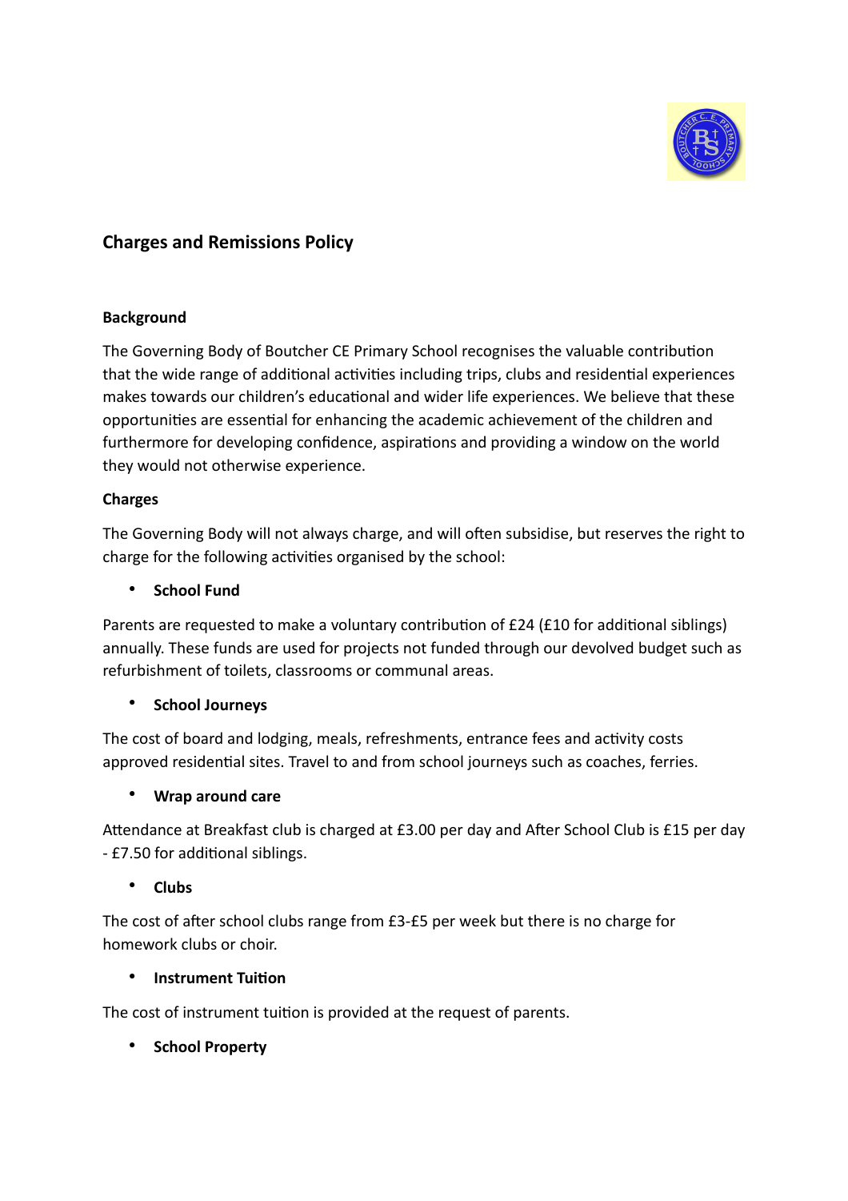## Charges and Remissions Policy

### Background

The Governing Body of Boutcher CE Primary School recognises the valuable contribution that the wide range of additional activities including trips, clubs and residential experiences makes towards our children's educational and wider life experiences. We believe that these opportunities are essential for enhancing the academic achievement of the children and furthermore for developing confidence, aspirations and providing a window on the world they would not otherwise experience.

### Charges

The Governing Body will not always charge, and will often subsidise, but reserves the right to charge for the following activities organised by the school:

- **School Fund**

Parents are requested to make a voluntary contribution of £24 (£10 for additional siblings) annually. These funds are used for projects not funded through our devolved budget such as refurbishment of toilets, classrooms or communal areas.

- **School Journeys**

The cost of board and lodging, meals, refreshments, entrance fees and activity costs approved residential sites. Travel to and from school journeys such as coaches, ferries.

- **Wrap around care**

Attendance at Breakfast club is charged at £3.00 per day and After School Club is £15 per day - £7.50 for additional siblings.

- **Clubs**

The cost of after school clubs range from £3-£5 per week but there is no charge for homework clubs or choir.

- **Instrument Tuition**

The cost of instrument tuition is provided at the request of parents.

- **School Property**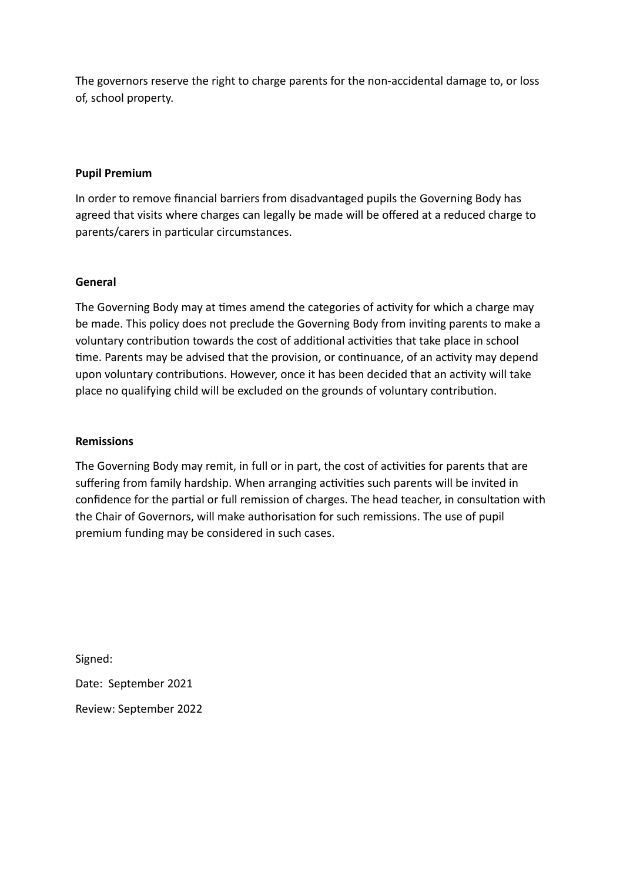The governors reserve the right to charge parents for the non-accidental damage to, or loss of, school property.

**Pupil Premium**

In order to remove financial barriers from disadvantaged pupils the Governing Body has agreed that visits where charges can legally be made will be offered at a reduced charge to parents/carers in particular circumstances.

**General**

The Governing Body may at times amend the categories of activity for which a charge may be made. This policy does not preclude the Governing Body from inviting parents to make a voluntary contribution towards the cost of additional activities that take place in school time. Parents may be advised that the provision, or continuance, of an activity may depend upon voluntary contributions. However, once it has been decided that an activity will take place no qualifying child will be excluded on the grounds of voluntary contribution.

**Remissions**

The Governing Body may remit, in full or in part, the cost of activities for parents that are suffering from family hardship. When arranging activities such parents will be invited in confidence for the partial or full remission of charges. The head teacher, in consultation with the Chair of Governors, will make authorisation for such remissions. The use of pupil premium funding may be considered in such cases.

Signed:

Date: September 2021

Review: September 2022